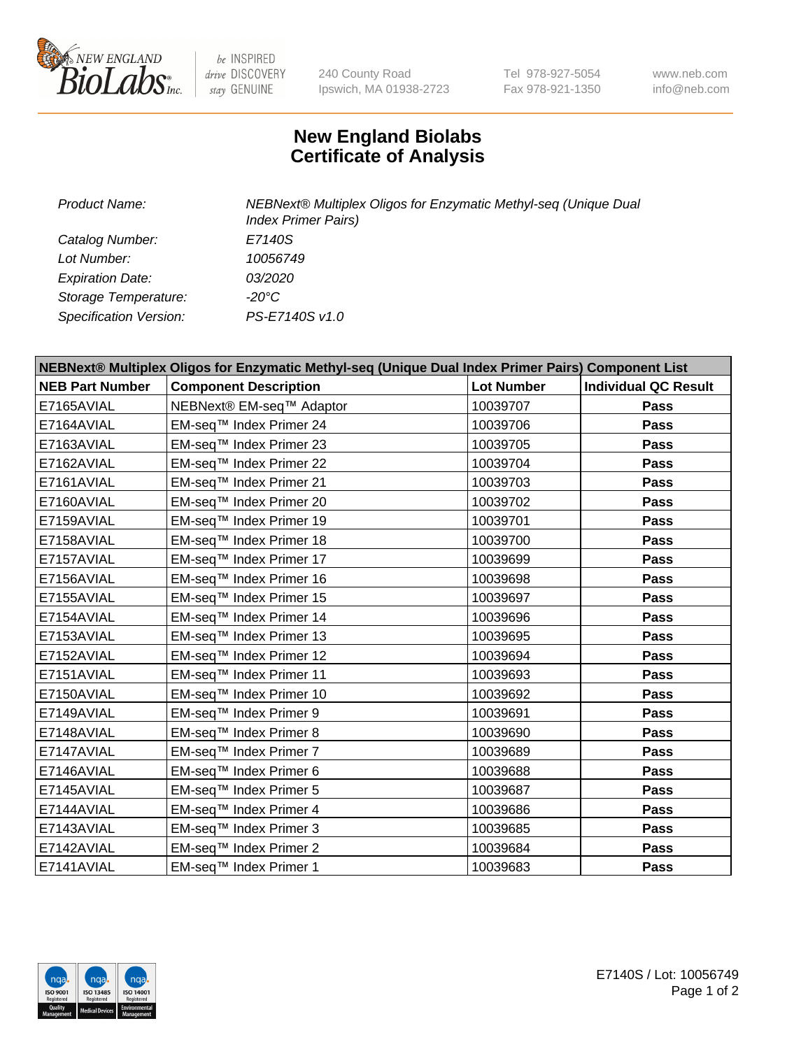# New England Biolabs
# Certificate of Analysis

| | |
|---|---|
| *Product Name:* | *NEBNext® Multiplex Oligos for Enzymatic Methyl-seq (Unique Dual Index Primer Pairs)* |
| *Catalog Number:* | *E7140S* |
| *Lot Number:* | *10056749* |
| *Expiration Date:* | *03/2020* |
| *Storage Temperature:* | *-20°C* |
| *Specification Version:* | *PS-E7140S v1.0* |

| **NEBNext® Multiplex Oligos for Enzymatic Methyl-seq (Unique Dual Index Primer Pairs) Component List** | | | |
|---|---|---|---|
| **NEB Part Number** | **Component Description** | **Lot Number** | **Individual QC Result** |
| E7165AVIAL | NEBNext® EM-seq™ Adaptor | 10039707 | **Pass** |
| E7164AVIAL | EM-seq™ Index Primer 24 | 10039706 | **Pass** |
| E7163AVIAL | EM-seq™ Index Primer 23 | 10039705 | **Pass** |
| E7162AVIAL | EM-seq™ Index Primer 22 | 10039704 | **Pass** |
| E7161AVIAL | EM-seq™ Index Primer 21 | 10039703 | **Pass** |
| E7160AVIAL | EM-seq™ Index Primer 20 | 10039702 | **Pass** |
| E7159AVIAL | EM-seq™ Index Primer 19 | 10039701 | **Pass** |
| E7158AVIAL | EM-seq™ Index Primer 18 | 10039700 | **Pass** |
| E7157AVIAL | EM-seq™ Index Primer 17 | 10039699 | **Pass** |
| E7156AVIAL | EM-seq™ Index Primer 16 | 10039698 | **Pass** |
| E7155AVIAL | EM-seq™ Index Primer 15 | 10039697 | **Pass** |
| E7154AVIAL | EM-seq™ Index Primer 14 | 10039696 | **Pass** |
| E7153AVIAL | EM-seq™ Index Primer 13 | 10039695 | **Pass** |
| E7152AVIAL | EM-seq™ Index Primer 12 | 10039694 | **Pass** |
| E7151AVIAL | EM-seq™ Index Primer 11 | 10039693 | **Pass** |
| E7150AVIAL | EM-seq™ Index Primer 10 | 10039692 | **Pass** |
| E7149AVIAL | EM-seq™ Index Primer 9 | 10039691 | **Pass** |
| E7148AVIAL | EM-seq™ Index Primer 8 | 10039690 | **Pass** |
| E7147AVIAL | EM-seq™ Index Primer 7 | 10039689 | **Pass** |
| E7146AVIAL | EM-seq™ Index Primer 6 | 10039688 | **Pass** |
| E7145AVIAL | EM-seq™ Index Primer 5 | 10039687 | **Pass** |
| E7144AVIAL | EM-seq™ Index Primer 4 | 10039686 | **Pass** |
| E7143AVIAL | EM-seq™ Index Primer 3 | 10039685 | **Pass** |
| E7142AVIAL | EM-seq™ Index Primer 2 | 10039684 | **Pass** |
| E7141AVIAL | EM-seq™ Index Primer 1 | 10039683 | **Pass** |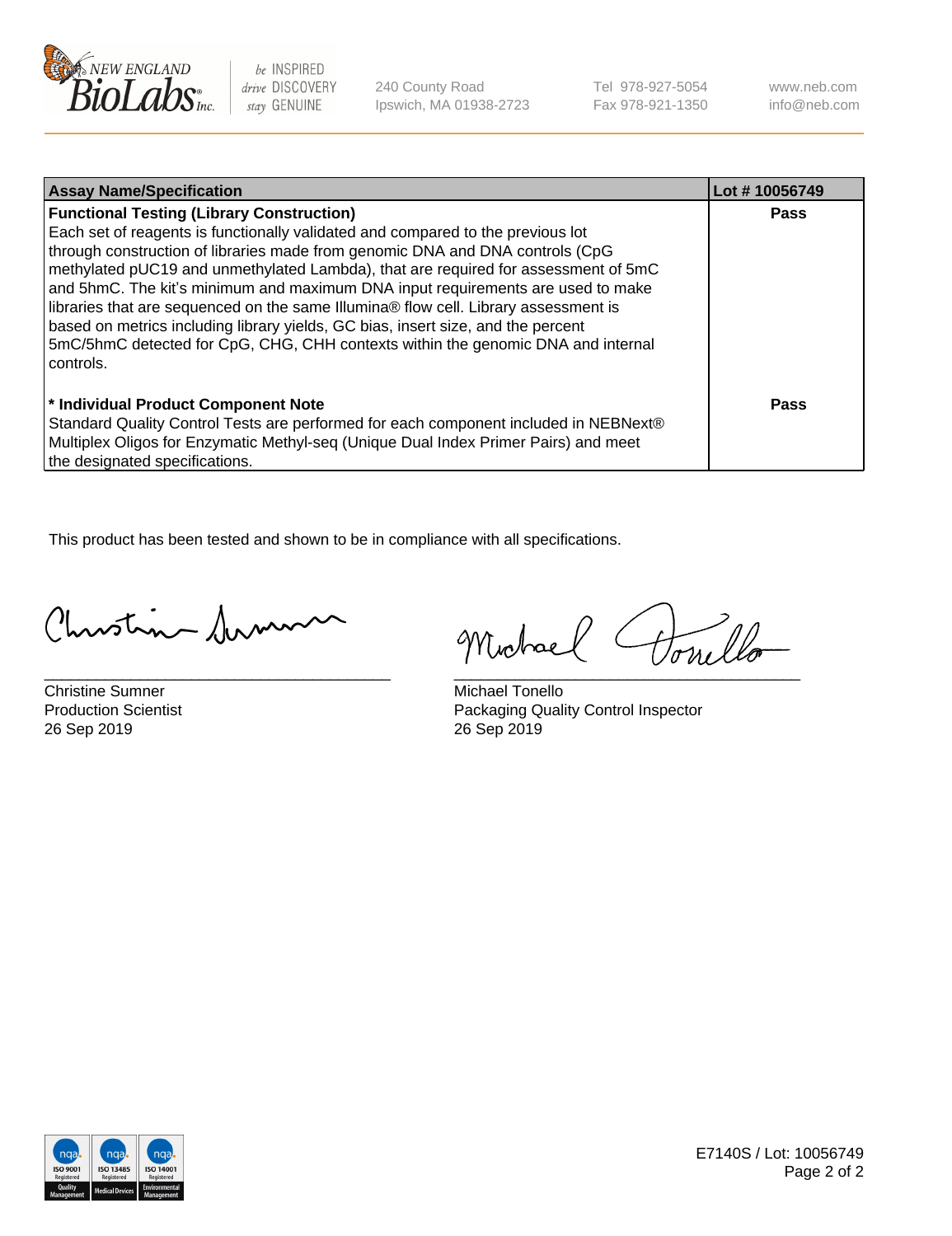| Assay Name/Specification | Lot # 10056749 |
|---|---|
| **Functional Testing (Library Construction)**<br>Each set of reagents is functionally validated and compared to the previous lot through construction of libraries made from genomic DNA and DNA controls (CpG methylated pUC19 and unmethylated Lambda), that are required for assessment of 5mC and 5hmC. The kit's minimum and maximum DNA input requirements are used to make libraries that are sequenced on the same Illumina® flow cell. Library assessment is based on metrics including library yields, GC bias, insert size, and the percent 5mC/5hmC detected for CpG, CHG, CHH contexts within the genomic DNA and internal controls. | **Pass** |
| **\* Individual Product Component Note**<br>Standard Quality Control Tests are performed for each component included in NEBNext® Multiplex Oligos for Enzymatic Methyl-seq (Unique Dual Index Primer Pairs) and meet the designated specifications. | **Pass** |

This product has been tested and shown to be in compliance with all specifications.

Christine Sumner
Production Scientist
26 Sep 2019

Michael Tonello
Packaging Quality Control Inspector
26 Sep 2019

E7140S / Lot: 10056749